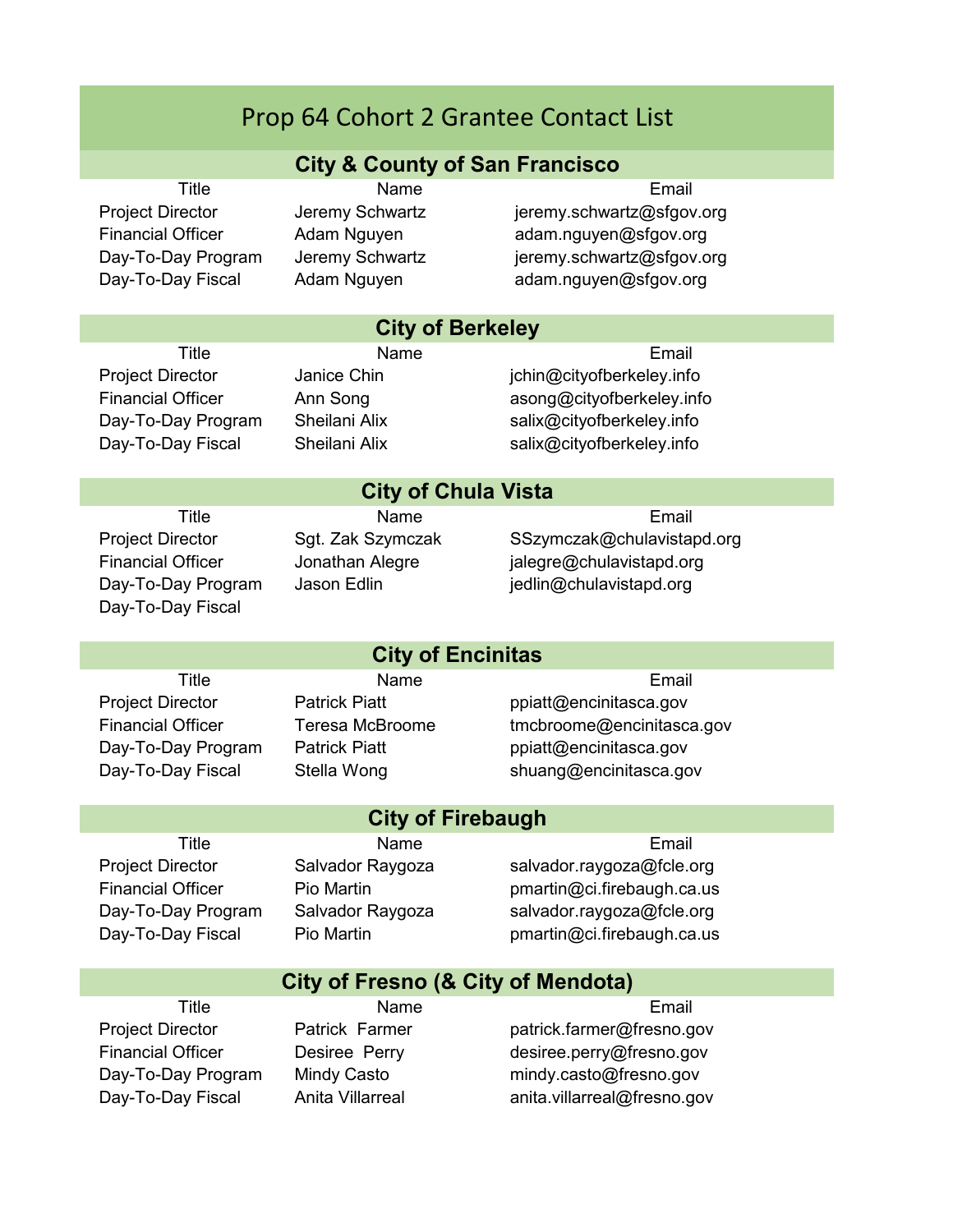# Prop 64 Cohort 2 Grantee Contact List

## City & County of San Francisco

| Title | Name | Email |
|---|---|---|
| Project Director | Jeremy Schwartz | jeremy.schwartz@sfgov.org |
| Financial Officer | Adam Nguyen | adam.nguyen@sfgov.org |
| Day-To-Day Program | Jeremy Schwartz | jeremy.schwartz@sfgov.org |
| Day-To-Day Fiscal | Adam Nguyen | adam.nguyen@sfgov.org |

## City of Berkeley

| Title | Name | Email |
|---|---|---|
| Project Director | Janice Chin | jchin@cityofberkeley.info |
| Financial Officer | Ann Song | asong@cityofberkeley.info |
| Day-To-Day Program | Sheilani Alix | salix@cityofberkeley.info |
| Day-To-Day Fiscal | Sheilani Alix | salix@cityofberkeley.info |

## City of Chula Vista

| Title | Name | Email |
|---|---|---|
| Project Director | Sgt. Zak Szymczak | SSzymczak@chulavistapd.org |
| Financial Officer | Jonathan Alegre | jalegre@chulavistapd.org |
| Day-To-Day Program | Jason Edlin | jedlin@chulavistapd.org |
| Day-To-Day Fiscal | | |

## City of Encinitas

| Title | Name | Email |
|---|---|---|
| Project Director | Patrick Piatt | ppiatt@encinitasca.gov |
| Financial Officer | Teresa McBroome | tmcbroome@encinitasca.gov |
| Day-To-Day Program | Patrick Piatt | ppiatt@encinitasca.gov |
| Day-To-Day Fiscal | Stella Wong | shuang@encinitasca.gov |

## City of Firebaugh

| Title | Name | Email |
|---|---|---|
| Project Director | Salvador Raygoza | salvador.raygoza@fcle.org |
| Financial Officer | Pio Martin | pmartin@ci.firebaugh.ca.us |
| Day-To-Day Program | Salvador Raygoza | salvador.raygoza@fcle.org |
| Day-To-Day Fiscal | Pio Martin | pmartin@ci.firebaugh.ca.us |

## City of Fresno (& City of Mendota)

| Title | Name | Email |
|---|---|---|
| Project Director | Patrick Farmer | patrick.farmer@fresno.gov |
| Financial Officer | Desiree Perry | desiree.perry@fresno.gov |
| Day-To-Day Program | Mindy Casto | mindy.casto@fresno.gov |
| Day-To-Day Fiscal | Anita Villarreal | anita.villarreal@fresno.gov |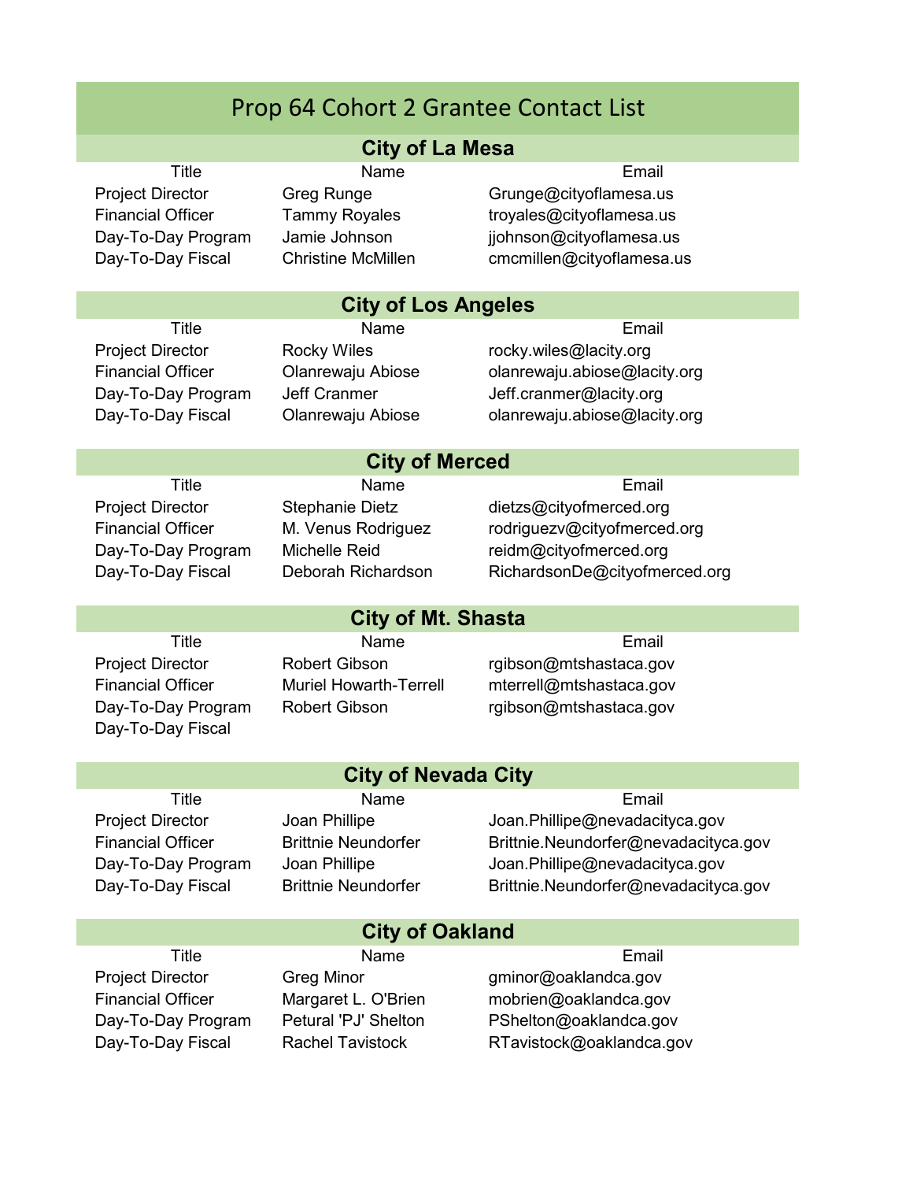# Prop 64 Cohort 2 Grantee Contact List

## City of La Mesa

| Title | Name | Email |
|---|---|---|
| Project Director | Greg Runge | Grunge@cityoflamesa.us |
| Financial Officer | Tammy Royales | troyales@cityoflamesa.us |
| Day-To-Day Program | Jamie Johnson | jjohnson@cityoflamesa.us |
| Day-To-Day Fiscal | Christine McMillen | cmcmillen@cityoflamesa.us |

## City of Los Angeles

| Title | Name | Email |
|---|---|---|
| Project Director | Rocky Wiles | rocky.wiles@lacity.org |
| Financial Officer | Olanrewaju Abiose | olanrewaju.abiose@lacity.org |
| Day-To-Day Program | Jeff Cranmer | Jeff.cranmer@lacity.org |
| Day-To-Day Fiscal | Olanrewaju Abiose | olanrewaju.abiose@lacity.org |

## City of Merced

| Title | Name | Email |
|---|---|---|
| Project Director | Stephanie Dietz | dietzs@cityofmerced.org |
| Financial Officer | M. Venus Rodriguez | rodriguezv@cityofmerced.org |
| Day-To-Day Program | Michelle Reid | reidm@cityofmerced.org |
| Day-To-Day Fiscal | Deborah Richardson | RichardsonDe@cityofmerced.org |

## City of Mt. Shasta

| Title | Name | Email |
|---|---|---|
| Project Director | Robert Gibson | rgibson@mtshastaca.gov |
| Financial Officer | Muriel Howarth-Terrell | mterrell@mtshastaca.gov |
| Day-To-Day Program | Robert Gibson | rgibson@mtshastaca.gov |
| Day-To-Day Fiscal | | |

## City of Nevada City

| Title | Name | Email |
|---|---|---|
| Project Director | Joan Phillipe | Joan.Phillipe@nevadacityca.gov |
| Financial Officer | Brittnie Neundorfer | Brittnie.Neundorfer@nevadacityca.gov |
| Day-To-Day Program | Joan Phillipe | Joan.Phillipe@nevadacityca.gov |
| Day-To-Day Fiscal | Brittnie Neundorfer | Brittnie.Neundorfer@nevadacityca.gov |

## City of Oakland

| Title | Name | Email |
|---|---|---|
| Project Director | Greg Minor | gminor@oaklandca.gov |
| Financial Officer | Margaret L. O'Brien | mobrien@oaklandca.gov |
| Day-To-Day Program | Petural 'PJ' Shelton | PShelton@oaklandca.gov |
| Day-To-Day Fiscal | Rachel Tavistock | RTavistock@oaklandca.gov |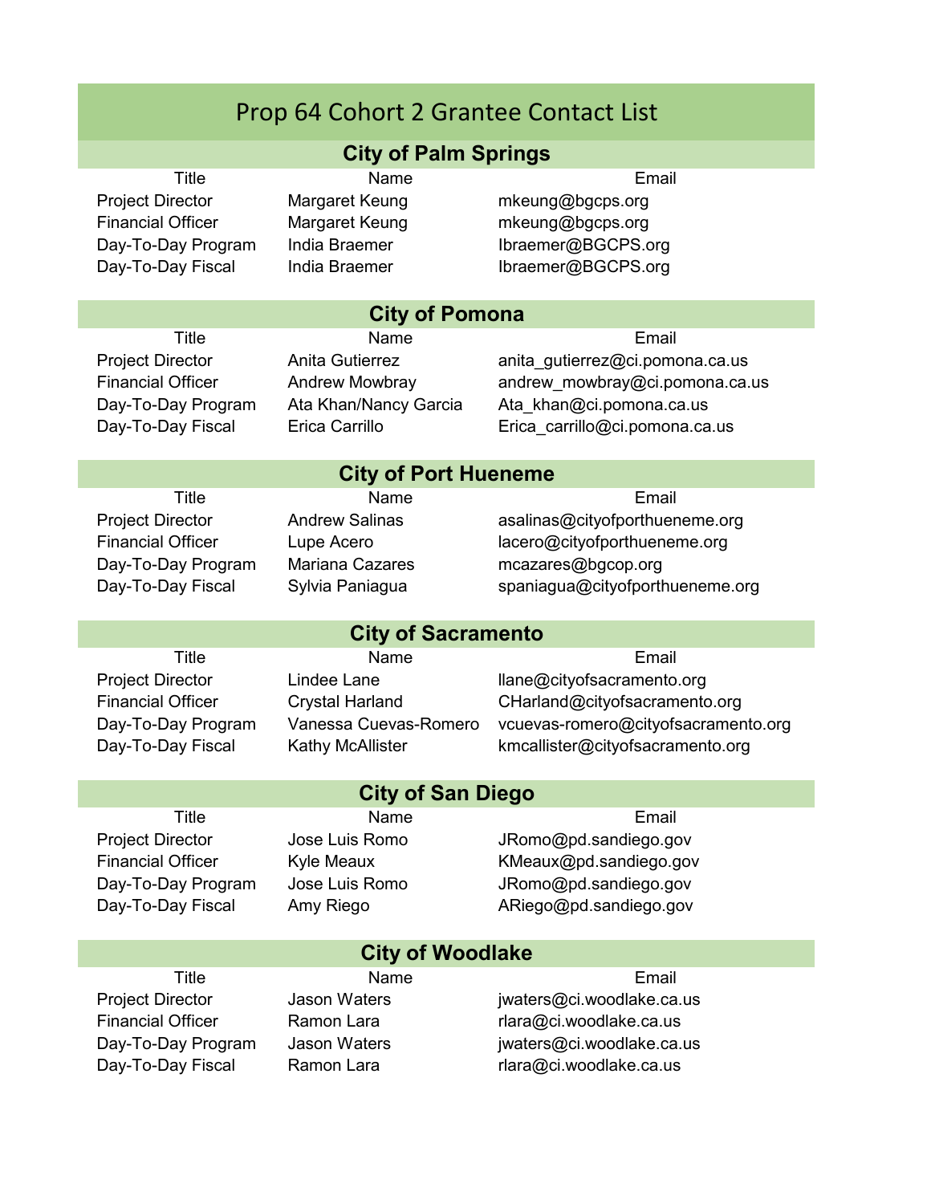# Prop 64 Cohort 2 Grantee Contact List

## City of Palm Springs

| Title | Name | Email |
|---|---|---|
| Project Director | Margaret Keung | mkeung@bgcps.org |
| Financial Officer | Margaret Keung | mkeung@bgcps.org |
| Day-To-Day Program | India Braemer | Ibraemer@BGCPS.org |
| Day-To-Day Fiscal | India Braemer | Ibraemer@BGCPS.org |

## City of Pomona

| Title | Name | Email |
|---|---|---|
| Project Director | Anita Gutierrez | anita_gutierrez@ci.pomona.ca.us |
| Financial Officer | Andrew Mowbray | andrew_mowbray@ci.pomona.ca.us |
| Day-To-Day Program | Ata Khan/Nancy Garcia | Ata_khan@ci.pomona.ca.us |
| Day-To-Day Fiscal | Erica Carrillo | Erica_carrillo@ci.pomona.ca.us |

## City of Port Hueneme

| Title | Name | Email |
|---|---|---|
| Project Director | Andrew Salinas | asalinas@cityofporthueneme.org |
| Financial Officer | Lupe Acero | lacero@cityofporthueneme.org |
| Day-To-Day Program | Mariana Cazares | mcazares@bgcop.org |
| Day-To-Day Fiscal | Sylvia Paniagua | spaniagua@cityofporthueneme.org |

## City of Sacramento

| Title | Name | Email |
|---|---|---|
| Project Director | Lindee Lane | llane@cityofsacramento.org |
| Financial Officer | Crystal Harland | CHarland@cityofsacramento.org |
| Day-To-Day Program | Vanessa Cuevas-Romero | vcuevas-romero@cityofsacramento.org |
| Day-To-Day Fiscal | Kathy McAllister | kmcallister@cityofsacramento.org |

## City of San Diego

| Title | Name | Email |
|---|---|---|
| Project Director | Jose Luis Romo | JRomo@pd.sandiego.gov |
| Financial Officer | Kyle Meaux | KMeaux@pd.sandiego.gov |
| Day-To-Day Program | Jose Luis Romo | JRomo@pd.sandiego.gov |
| Day-To-Day Fiscal | Amy Riego | ARiego@pd.sandiego.gov |

## City of Woodlake

| Title | Name | Email |
|---|---|---|
| Project Director | Jason Waters | jwaters@ci.woodlake.ca.us |
| Financial Officer | Ramon Lara | rlara@ci.woodlake.ca.us |
| Day-To-Day Program | Jason Waters | jwaters@ci.woodlake.ca.us |
| Day-To-Day Fiscal | Ramon Lara | rlara@ci.woodlake.ca.us |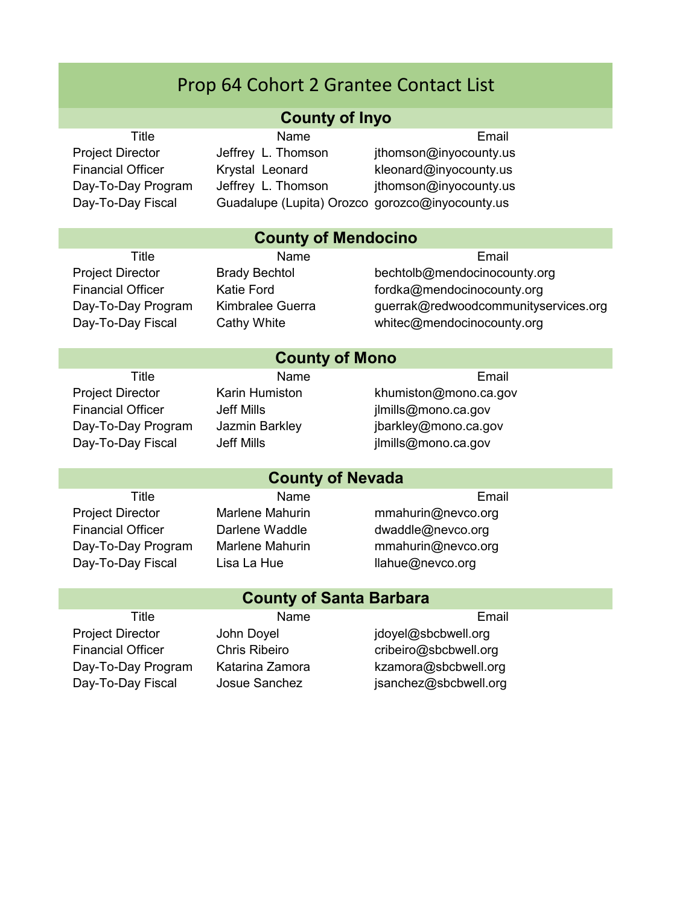# Prop 64 Cohort 2 Grantee Contact List

## County of Inyo

| Title | Name | Email |
|---|---|---|
| Project Director | Jeffrey L. Thomson | jthomson@inyocounty.us |
| Financial Officer | Krystal Leonard | kleonard@inyocounty.us |
| Day-To-Day Program | Jeffrey L. Thomson | jthomson@inyocounty.us |
| Day-To-Day Fiscal | Guadalupe (Lupita) Orozco | gorozco@inyocounty.us |

## County of Mendocino

| Title | Name | Email |
|---|---|---|
| Project Director | Brady Bechtol | bechtolb@mendocinocounty.org |
| Financial Officer | Katie Ford | fordka@mendocinocounty.org |
| Day-To-Day Program | Kimbralee Guerra | guerrak@redwoodcommunityservices.org |
| Day-To-Day Fiscal | Cathy White | whitec@mendocinocounty.org |

## County of Mono

| Title | Name | Email |
|---|---|---|
| Project Director | Karin Humiston | khumiston@mono.ca.gov |
| Financial Officer | Jeff Mills | jlmills@mono.ca.gov |
| Day-To-Day Program | Jazmin Barkley | jbarkley@mono.ca.gov |
| Day-To-Day Fiscal | Jeff Mills | jlmills@mono.ca.gov |

## County of Nevada

| Title | Name | Email |
|---|---|---|
| Project Director | Marlene Mahurin | mmahurin@nevco.org |
| Financial Officer | Darlene Waddle | dwaddle@nevco.org |
| Day-To-Day Program | Marlene Mahurin | mmahurin@nevco.org |
| Day-To-Day Fiscal | Lisa La Hue | llahue@nevco.org |

## County of Santa Barbara

| Title | Name | Email |
|---|---|---|
| Project Director | John Doyel | jdoyel@sbcbwell.org |
| Financial Officer | Chris Ribeiro | cribeiro@sbcbwell.org |
| Day-To-Day Program | Katarina Zamora | kzamora@sbcbwell.org |
| Day-To-Day Fiscal | Josue Sanchez | jsanchez@sbcbwell.org |